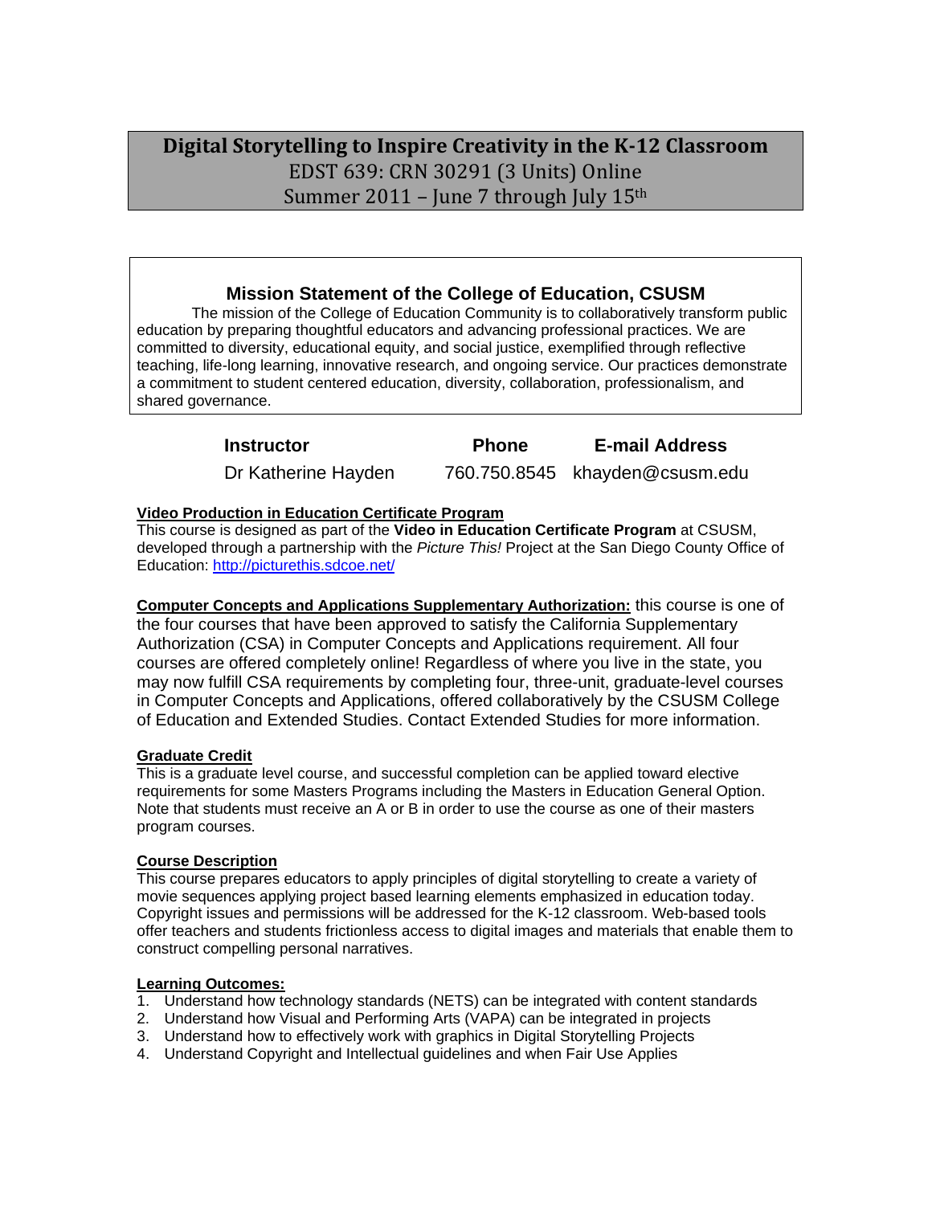# Digital Storytelling to Inspire Creativity in the K-12 Classroom

EDST 639: CRN 30291 (3 Units) Online

Summer 2011 – June 7 through July 15th

## Mission Statement of the College of Education, CSUSM

The mission of the College of Education Community is to collaboratively transform public education by preparing thoughtful educators and advancing professional practices. We are committed to diversity, educational equity, and social justice, exemplified through reflective teaching, life-long learning, innovative research, and ongoing service. Our practices demonstrate a commitment to student centered education, diversity, collaboration, professionalism, and shared governance.

| Instructor | Phone | E-mail Address |
| --- | --- | --- |
| Dr Katherine Hayden | 760.750.8545 | khayden@csusm.edu |

**Video Production in Education Certificate Program**

This course is designed as part of the **Video in Education Certificate Program** at CSUSM, developed through a partnership with the *Picture This!* Project at the San Diego County Office of Education: http://picturethis.sdcoe.net/

**Computer Concepts and Applications Supplementary Authorization:** this course is one of the four courses that have been approved to satisfy the California Supplementary Authorization (CSA) in Computer Concepts and Applications requirement. All four courses are offered completely online! Regardless of where you live in the state, you may now fulfill CSA requirements by completing four, three-unit, graduate-level courses in Computer Concepts and Applications, offered collaboratively by the CSUSM College of Education and Extended Studies. Contact Extended Studies for more information.

**Graduate Credit**

This is a graduate level course, and successful completion can be applied toward elective requirements for some Masters Programs including the Masters in Education General Option. Note that students must receive an A or B in order to use the course as one of their masters program courses.

**Course Description**

This course prepares educators to apply principles of digital storytelling to create a variety of movie sequences applying project based learning elements emphasized in education today. Copyright issues and permissions will be addressed for the K-12 classroom. Web-based tools offer teachers and students frictionless access to digital images and materials that enable them to construct compelling personal narratives.

**Learning Outcomes:**

1. Understand how technology standards (NETS) can be integrated with content standards
2. Understand how Visual and Performing Arts (VAPA) can be integrated in projects
3. Understand how to effectively work with graphics in Digital Storytelling Projects
4. Understand Copyright and Intellectual guidelines and when Fair Use Applies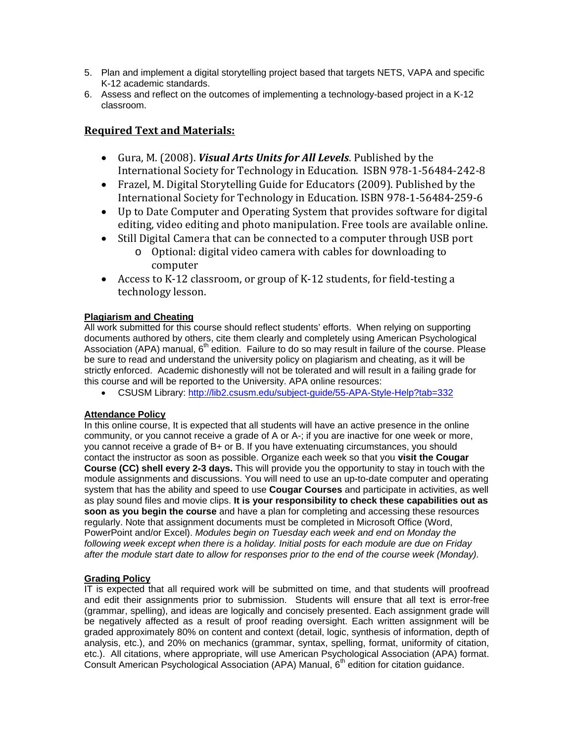5. Plan and implement a digital storytelling project based that targets NETS, VAPA and specific K-12 academic standards.
6. Assess and reflect on the outcomes of implementing a technology-based project in a K-12 classroom.

## Required Text and Materials:

- Gura, M. (2008). ***Visual Arts Units for All Levels***. Published by the International Society for Technology in Education. ISBN 978-1-56484-242-8
- Frazel, M. Digital Storytelling Guide for Educators (2009). Published by the International Society for Technology in Education. ISBN 978-1-56484-259-6
- Up to Date Computer and Operating System that provides software for digital editing, video editing and photo manipulation. Free tools are available online.
- Still Digital Camera that can be connected to a computer through USB port
  - Optional: digital video camera with cables for downloading to computer
- Access to K-12 classroom, or group of K-12 students, for field-testing a technology lesson.

### Plagiarism and Cheating

All work submitted for this course should reflect students' efforts. When relying on supporting documents authored by others, cite them clearly and completely using American Psychological Association (APA) manual, 6th edition. Failure to do so may result in failure of the course. Please be sure to read and understand the university policy on plagiarism and cheating, as it will be strictly enforced. Academic dishonestly will not be tolerated and will result in a failing grade for this course and will be reported to the University. APA online resources:

- CSUSM Library: http://lib2.csusm.edu/subject-guide/55-APA-Style-Help?tab=332

### Attendance Policy

In this online course, It is expected that all students will have an active presence in the online community, or you cannot receive a grade of A or A-; if you are inactive for one week or more, you cannot receive a grade of B+ or B. If you have extenuating circumstances, you should contact the instructor as soon as possible. Organize each week so that you **visit the Cougar Course (CC) shell every 2-3 days.** This will provide you the opportunity to stay in touch with the module assignments and discussions. You will need to use an up-to-date computer and operating system that has the ability and speed to use **Cougar Courses** and participate in activities, as well as play sound files and movie clips. **It is your responsibility to check these capabilities out as soon as you begin the course** and have a plan for completing and accessing these resources regularly. Note that assignment documents must be completed in Microsoft Office (Word, PowerPoint and/or Excel). *Modules begin on Tuesday each week and end on Monday the following week except when there is a holiday. Initial posts for each module are due on Friday after the module start date to allow for responses prior to the end of the course week (Monday).*

### Grading Policy

IT is expected that all required work will be submitted on time, and that students will proofread and edit their assignments prior to submission. Students will ensure that all text is error-free (grammar, spelling), and ideas are logically and concisely presented. Each assignment grade will be negatively affected as a result of proof reading oversight. Each written assignment will be graded approximately 80% on content and context (detail, logic, synthesis of information, depth of analysis, etc.), and 20% on mechanics (grammar, syntax, spelling, format, uniformity of citation, etc.). All citations, where appropriate, will use American Psychological Association (APA) format. Consult American Psychological Association (APA) Manual, 6th edition for citation guidance.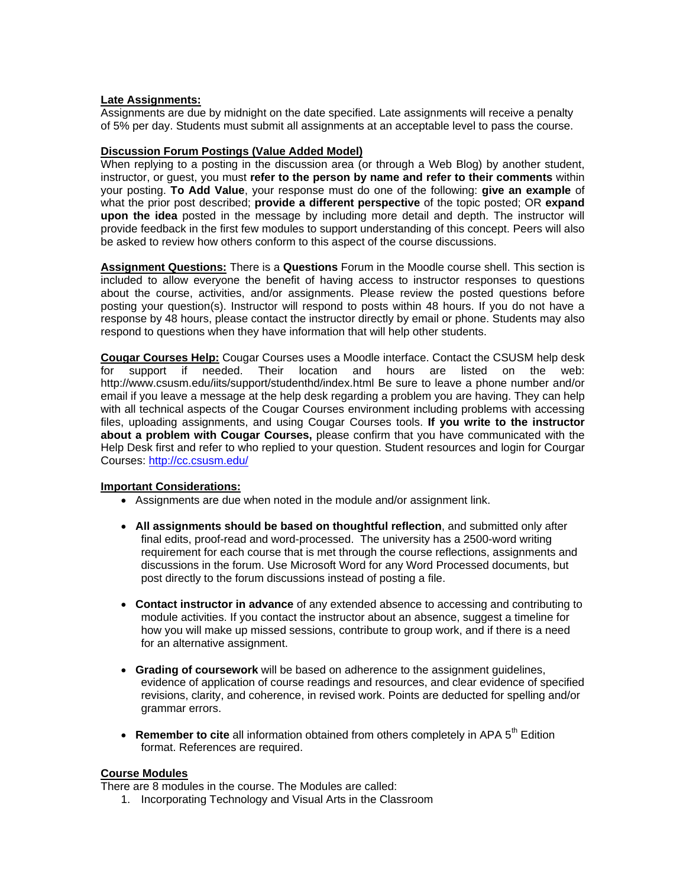**Late Assignments:**
Assignments are due by midnight on the date specified. Late assignments will receive a penalty of 5% per day. Students must submit all assignments at an acceptable level to pass the course.

**Discussion Forum Postings (Value Added Model)**
When replying to a posting in the discussion area (or through a Web Blog) by another student, instructor, or guest, you must **refer to the person by name and refer to their comments** within your posting. **To Add Value**, your response must do one of the following: **give an example** of what the prior post described; **provide a different perspective** of the topic posted; OR **expand upon the idea** posted in the message by including more detail and depth. The instructor will provide feedback in the first few modules to support understanding of this concept. Peers will also be asked to review how others conform to this aspect of the course discussions.

**Assignment Questions:** There is a **Questions** Forum in the Moodle course shell. This section is included to allow everyone the benefit of having access to instructor responses to questions about the course, activities, and/or assignments. Please review the posted questions before posting your question(s). Instructor will respond to posts within 48 hours. If you do not have a response by 48 hours, please contact the instructor directly by email or phone. Students may also respond to questions when they have information that will help other students.

**Cougar Courses Help:** Cougar Courses uses a Moodle interface. Contact the CSUSM help desk for support if needed. Their location and hours are listed on the web: http://www.csusm.edu/iits/support/studenthd/index.html Be sure to leave a phone number and/or email if you leave a message at the help desk regarding a problem you are having. They can help with all technical aspects of the Cougar Courses environment including problems with accessing files, uploading assignments, and using Cougar Courses tools. **If you write to the instructor about a problem with Cougar Courses,** please confirm that you have communicated with the Help Desk first and refer to who replied to your question. Student resources and login for Courgar Courses: http://cc.csusm.edu/

**Important Considerations:**

- Assignments are due when noted in the module and/or assignment link.
- **All assignments should be based on thoughtful reflection**, and submitted only after final edits, proof-read and word-processed. The university has a 2500-word writing requirement for each course that is met through the course reflections, assignments and discussions in the forum. Use Microsoft Word for any Word Processed documents, but post directly to the forum discussions instead of posting a file.
- **Contact instructor in advance** of any extended absence to accessing and contributing to module activities. If you contact the instructor about an absence, suggest a timeline for how you will make up missed sessions, contribute to group work, and if there is a need for an alternative assignment.
- **Grading of coursework** will be based on adherence to the assignment guidelines, evidence of application of course readings and resources, and clear evidence of specified revisions, clarity, and coherence, in revised work. Points are deducted for spelling and/or grammar errors.
- **Remember to cite** all information obtained from others completely in APA 5th Edition format. References are required.

**Course Modules**
There are 8 modules in the course. The Modules are called:

1. Incorporating Technology and Visual Arts in the Classroom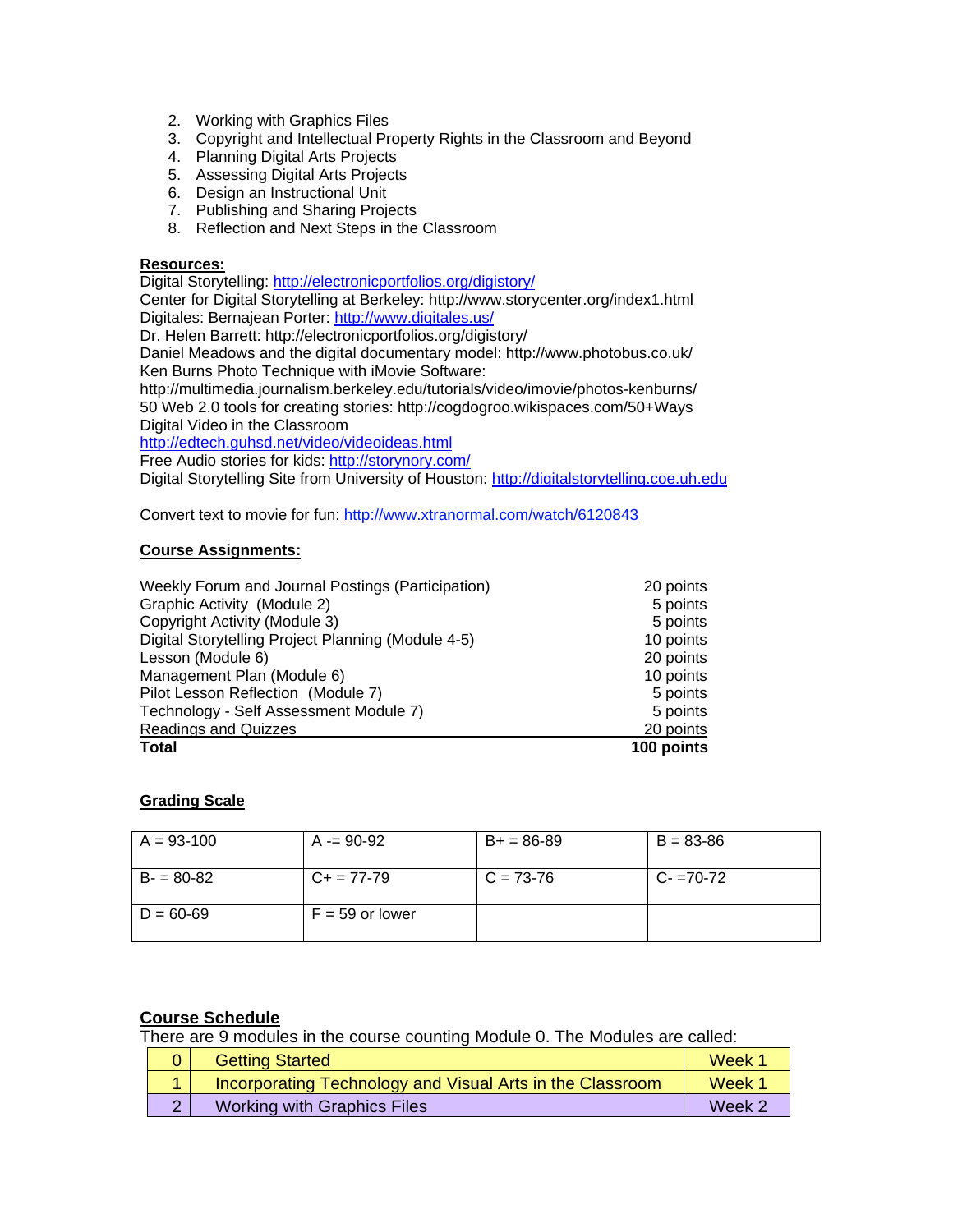2. Working with Graphics Files
3. Copyright and Intellectual Property Rights in the Classroom and Beyond
4. Planning Digital Arts Projects
5. Assessing Digital Arts Projects
6. Design an Instructional Unit
7. Publishing and Sharing Projects
8. Reflection and Next Steps in the Classroom

**Resources:**

Digital Storytelling: http://electronicportfolios.org/digistory/
Center for Digital Storytelling at Berkeley: http://www.storycenter.org/index1.html
Digitales: Bernajean Porter: http://www.digitales.us/
Dr. Helen Barrett: http://electronicportfolios.org/digistory/
Daniel Meadows and the digital documentary model: http://www.photobus.co.uk/
Ken Burns Photo Technique with iMovie Software:
http://multimedia.journalism.berkeley.edu/tutorials/video/imovie/photos-kenburns/
50 Web 2.0 tools for creating stories: http://cogdogroo.wikispaces.com/50+Ways
Digital Video in the Classroom
http://edtech.guhsd.net/video/videoideas.html
Free Audio stories for kids: http://storynory.com/
Digital Storytelling Site from University of Houston: http://digitalstorytelling.coe.uh.edu

Convert text to movie for fun: http://www.xtranormal.com/watch/6120843

**Course Assignments:**

| Assignment | Points |
|---|---|
| Weekly Forum and Journal Postings (Participation) | 20 points |
| Graphic Activity (Module 2) | 5 points |
| Copyright Activity (Module 3) | 5 points |
| Digital Storytelling Project Planning (Module 4-5) | 10 points |
| Lesson (Module 6) | 20 points |
| Management Plan (Module 6) | 10 points |
| Pilot Lesson Reflection (Module 7) | 5 points |
| Technology - Self Assessment Module 7) | 5 points |
| Readings and Quizzes | 20 points |
| **Total** | **100 points** |

**Grading Scale**

| | | | |
|---|---|---|---|
| A = 93-100 | A -= 90-92 | B+ = 86-89 | B = 83-86 |
| B- = 80-82 | C+ = 77-79 | C = 73-76 | C- =70-72 |
| D = 60-69 | F = 59 or lower | | |

**Course Schedule**

There are 9 modules in the course counting Module 0. The Modules are called:

| | | |
|---|---|---|
| 0 | Getting Started | Week 1 |
| 1 | Incorporating Technology and Visual Arts in the Classroom | Week 1 |
| 2 | Working with Graphics Files | Week 2 |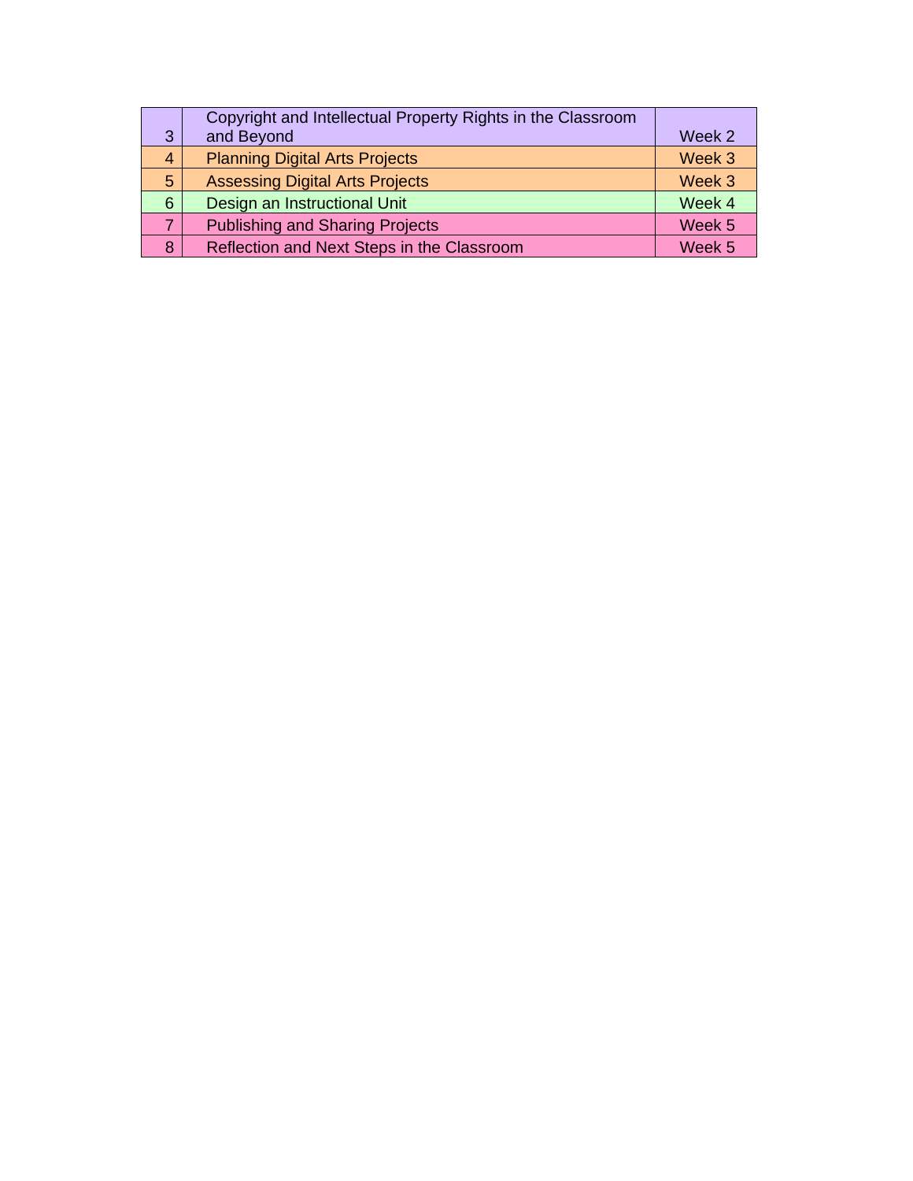| | | |
|---|---|---|
| 3 | Copyright and Intellectual Property Rights in the Classroom and Beyond | Week 2 |
| 4 | Planning Digital Arts Projects | Week 3 |
| 5 | Assessing Digital Arts Projects | Week 3 |
| 6 | Design an Instructional Unit | Week 4 |
| 7 | Publishing and Sharing Projects | Week 5 |
| 8 | Reflection and Next Steps in the Classroom | Week 5 |